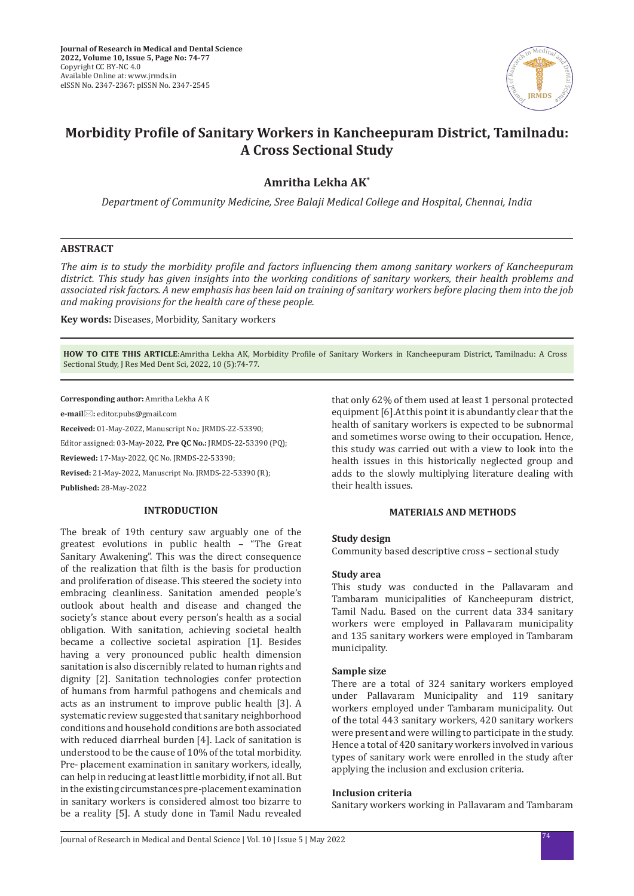# Morbidity Profile of Sanitary Workers in Kancheepuram District, Tamilnadu: A Cross Sectional Study

**Amritha Lekha AK***

*Department of Community Medicine, Sree Balaji Medical College and Hospital, Chennai, India*

## ABSTRACT

*The aim is to study the morbidity profile and factors influencing them among sanitary workers of Kancheepuram district. This study has given insights into the working conditions of sanitary workers, their health problems and associated risk factors. A new emphasis has been laid on training of sanitary workers before placing them into the job and making provisions for the health care of these people.*

**Key words:** Diseases, Morbidity, Sanitary workers

**HOW TO CITE THIS ARTICLE**:Amritha Lekha AK, Morbidity Profile of Sanitary Workers in Kancheepuram District, Tamilnadu: A Cross Sectional Study, J Res Med Dent Sci, 2022, 10 (5):74-77.

**Corresponding author:** Amritha Lekha A K

**e-mail:** editor.pubs@gmail.com

**Received:** 01-May-2022, Manuscript No.: JRMDS-22-53390;

Editor assigned: 03-May-2022, **Pre QC No.:** JRMDS-22-53390 (PQ);

**Reviewed:** 17-May-2022, QC No. JRMDS-22-53390;

**Revised:** 21-May-2022, Manuscript No. JRMDS-22-53390 (R);

**Published:** 28-May-2022

## INTRODUCTION

The break of 19th century saw arguably one of the greatest evolutions in public health – "The Great Sanitary Awakening". This was the direct consequence of the realization that filth is the basis for production and proliferation of disease. This steered the society into embracing cleanliness. Sanitation amended people's outlook about health and disease and changed the society's stance about every person's health as a social obligation. With sanitation, achieving societal health became a collective societal aspiration [1]. Besides having a very pronounced public health dimension sanitation is also discernibly related to human rights and dignity [2]. Sanitation technologies confer protection of humans from harmful pathogens and chemicals and acts as an instrument to improve public health [3]. A systematic review suggested that sanitary neighborhood conditions and household conditions are both associated with reduced diarrheal burden [4]. Lack of sanitation is understood to be the cause of 10% of the total morbidity. Pre- placement examination in sanitary workers, ideally, can help in reducing at least little morbidity, if not all. But in the existing circumstances pre-placement examination in sanitary workers is considered almost too bizarre to be a reality [5]. A study done in Tamil Nadu revealed that only 62% of them used at least 1 personal protected equipment [6].At this point it is abundantly clear that the health of sanitary workers is expected to be subnormal and sometimes worse owing to their occupation. Hence, this study was carried out with a view to look into the health issues in this historically neglected group and adds to the slowly multiplying literature dealing with their health issues.

## MATERIALS AND METHODS

### Study design

Community based descriptive cross – sectional study

### Study area

This study was conducted in the Pallavaram and Tambaram municipalities of Kancheepuram district, Tamil Nadu. Based on the current data 334 sanitary workers were employed in Pallavaram municipality and 135 sanitary workers were employed in Tambaram municipality.

### Sample size

There are a total of 324 sanitary workers employed under Pallavaram Municipality and 119 sanitary workers employed under Tambaram municipality. Out of the total 443 sanitary workers, 420 sanitary workers were present and were willing to participate in the study. Hence a total of 420 sanitary workers involved in various types of sanitary work were enrolled in the study after applying the inclusion and exclusion criteria.

### Inclusion criteria

Sanitary workers working in Pallavaram and Tambaram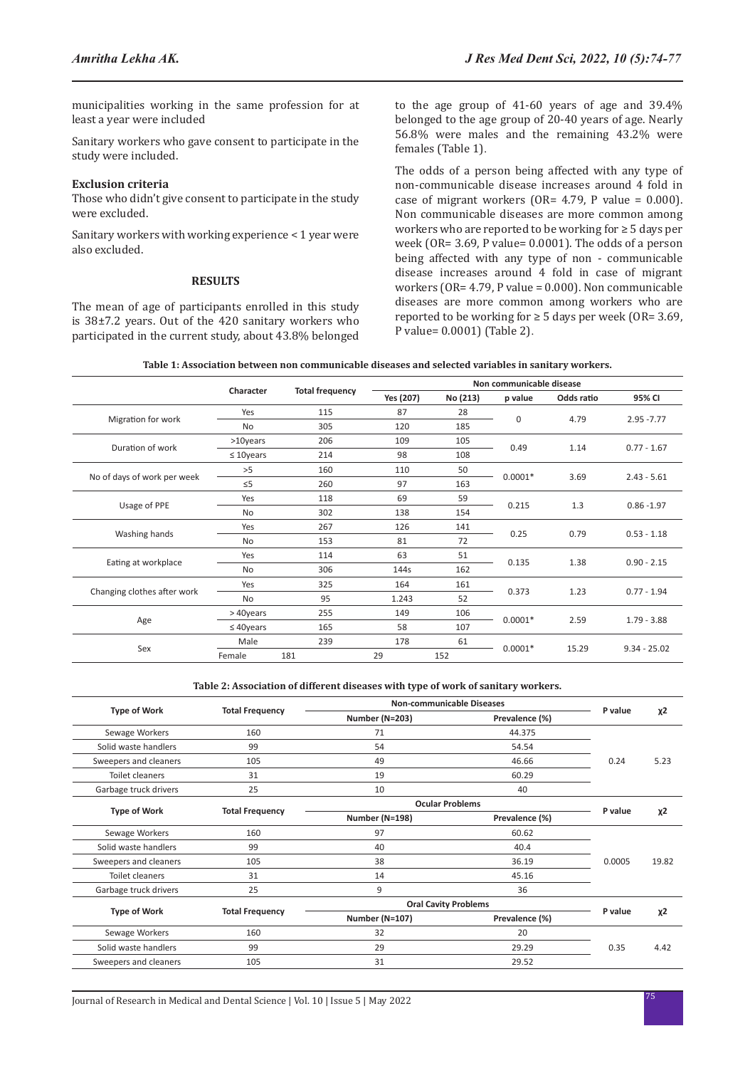municipalities working in the same profession for at least a year were included

Sanitary workers who gave consent to participate in the study were included.

**Exclusion criteria**

Those who didn't give consent to participate in the study were excluded.

Sanitary workers with working experience < 1 year were also excluded.

## RESULTS

The mean of age of participants enrolled in this study is 38±7.2 years. Out of the 420 sanitary workers who participated in the current study, about 43.8% belonged to the age group of 41-60 years of age and 39.4% belonged to the age group of 20-40 years of age. Nearly 56.8% were males and the remaining 43.2% were females (Table 1).

The odds of a person being affected with any type of non-communicable disease increases around 4 fold in case of migrant workers (OR= 4.79, P value = 0.000). Non communicable diseases are more common among workers who are reported to be working for ≥ 5 days per week (OR= 3.69, P value= 0.0001). The odds of a person being affected with any type of non - communicable disease increases around 4 fold in case of migrant workers (OR= 4.79, P value = 0.000). Non communicable diseases are more common among workers who are reported to be working for ≥ 5 days per week (OR= 3.69, P value= 0.0001) (Table 2).

**Table 1: Association between non communicable diseases and selected variables in sanitary workers.**

| | Character | Total frequency | Non communicable disease | | | | |
|---|---|---|---|---|---|---|---|
| | | | Yes (207) | No (213) | p value | Odds ratio | 95% CI |
| Migration for work | Yes | 115 | 87 | 28 | 0 | 4.79 | 2.95 -7.77 |
| | No | 305 | 120 | 185 | | | |
| Duration of work | >10years | 206 | 109 | 105 | 0.49 | 1.14 | 0.77 - 1.67 |
| | ≤ 10years | 214 | 98 | 108 | | | |
| No of days of work per week | >5 | 160 | 110 | 50 | 0.0001* | 3.69 | 2.43 - 5.61 |
| | ≤5 | 260 | 97 | 163 | | | |
| Usage of PPE | Yes | 118 | 69 | 59 | 0.215 | 1.3 | 0.86 -1.97 |
| | No | 302 | 138 | 154 | | | |
| Washing hands | Yes | 267 | 126 | 141 | 0.25 | 0.79 | 0.53 - 1.18 |
| | No | 153 | 81 | 72 | | | |
| Eating at workplace | Yes | 114 | 63 | 51 | 0.135 | 1.38 | 0.90 - 2.15 |
| | No | 306 | 144s | 162 | | | |
| Changing clothes after work | Yes | 325 | 164 | 161 | 0.373 | 1.23 | 0.77 - 1.94 |
| | No | 95 | 1.243 | 52 | | | |
| Age | > 40years | 255 | 149 | 106 | 0.0001* | 2.59 | 1.79 - 3.88 |
| | ≤ 40years | 165 | 58 | 107 | | | |
| Sex | Male | 239 | 178 | 61 | 0.0001* | 15.29 | 9.34 - 25.02 |
| | Female | 181 | 29 | 152 | | | |

**Table 2: Association of different diseases with type of work of sanitary workers.**

| Type of Work | Total Frequency | Non-communicable Diseases | | P value | $\chi^2$ |
|---|---|---|---|---|---|
| | | Number (N=203) | Prevalence (%) | | |
| Sewage Workers | 160 | 71 | 44.375 | 0.24 | 5.23 |
| Solid waste handlers | 99 | 54 | 54.54 | | |
| Sweepers and cleaners | 105 | 49 | 46.66 | | |
| Toilet cleaners | 31 | 19 | 60.29 | | |
| Garbage truck drivers | 25 | 10 | 40 | | |
| **Type of Work** | **Total Frequency** | **Ocular Problems** | | **P value** | **$\chi^2$** |
| | | Number (N=198) | Prevalence (%) | | |
| Sewage Workers | 160 | 97 | 60.62 | 0.0005 | 19.82 |
| Solid waste handlers | 99 | 40 | 40.4 | | |
| Sweepers and cleaners | 105 | 38 | 36.19 | | |
| Toilet cleaners | 31 | 14 | 45.16 | | |
| Garbage truck drivers | 25 | 9 | 36 | | |
| **Type of Work** | **Total Frequency** | **Oral Cavity Problems** | | **P value** | **$\chi^2$** |
| | | Number (N=107) | Prevalence (%) | | |
| Sewage Workers | 160 | 32 | 20 | 0.35 | 4.42 |
| Solid waste handlers | 99 | 29 | 29.29 | | |
| Sweepers and cleaners | 105 | 31 | 29.52 | | |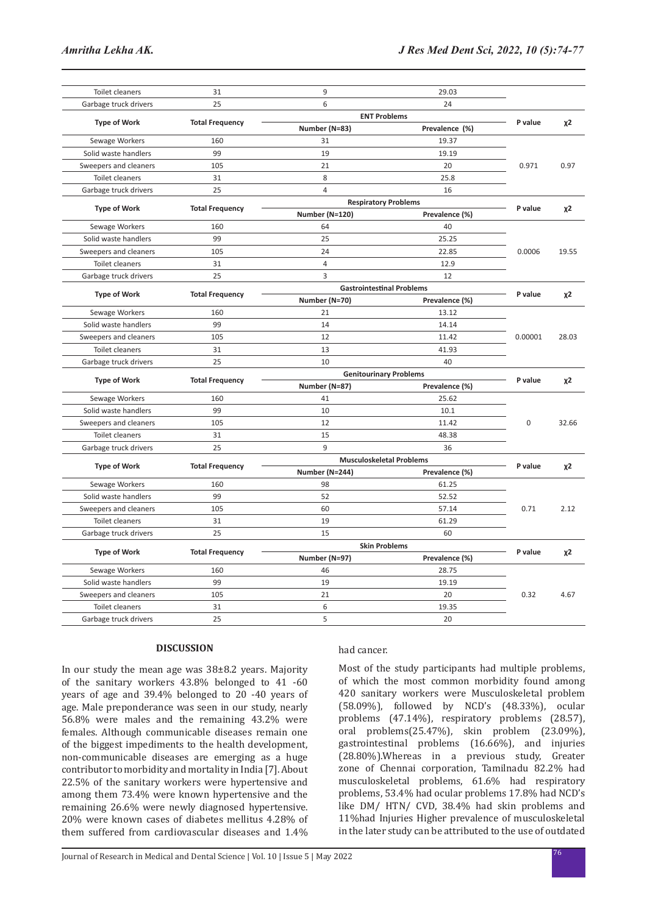| Type of Work | Total Frequency | Number | Prevalence (%) | P value | χ2 |
|---|---|---|---|---|---|
| Toilet cleaners | 31 | 9 | 29.03 | | |
| Garbage truck drivers | 25 | 6 | 24 | | |
| **Type of Work** | **Total Frequency** | **ENT Problems** | | **P value** | **χ2** |
| | | **Number (N=83)** | **Prevalence (%)** | | |
| Sewage Workers | 160 | 31 | 19.37 | 0.971 | 0.97 |
| Solid waste handlers | 99 | 19 | 19.19 | | |
| Sweepers and cleaners | 105 | 21 | 20 | | |
| Toilet cleaners | 31 | 8 | 25.8 | | |
| Garbage truck drivers | 25 | 4 | 16 | | |
| **Type of Work** | **Total Frequency** | **Respiratory Problems** | | **P value** | **χ2** |
| | | **Number (N=120)** | **Prevalence (%)** | | |
| Sewage Workers | 160 | 64 | 40 | 0.0006 | 19.55 |
| Solid waste handlers | 99 | 25 | 25.25 | | |
| Sweepers and cleaners | 105 | 24 | 22.85 | | |
| Toilet cleaners | 31 | 4 | 12.9 | | |
| Garbage truck drivers | 25 | 3 | 12 | | |
| **Type of Work** | **Total Frequency** | **Gastrointestinal Problems** | | **P value** | **χ2** |
| | | **Number (N=70)** | **Prevalence (%)** | | |
| Sewage Workers | 160 | 21 | 13.12 | 0.00001 | 28.03 |
| Solid waste handlers | 99 | 14 | 14.14 | | |
| Sweepers and cleaners | 105 | 12 | 11.42 | | |
| Toilet cleaners | 31 | 13 | 41.93 | | |
| Garbage truck drivers | 25 | 10 | 40 | | |
| **Type of Work** | **Total Frequency** | **Genitourinary Problems** | | **P value** | **χ2** |
| | | **Number (N=87)** | **Prevalence (%)** | | |
| Sewage Workers | 160 | 41 | 25.62 | 0 | 32.66 |
| Solid waste handlers | 99 | 10 | 10.1 | | |
| Sweepers and cleaners | 105 | 12 | 11.42 | | |
| Toilet cleaners | 31 | 15 | 48.38 | | |
| Garbage truck drivers | 25 | 9 | 36 | | |
| **Type of Work** | **Total Frequency** | **Musculoskeletal Problems** | | **P value** | **χ2** |
| | | **Number (N=244)** | **Prevalence (%)** | | |
| Sewage Workers | 160 | 98 | 61.25 | 0.71 | 2.12 |
| Solid waste handlers | 99 | 52 | 52.52 | | |
| Sweepers and cleaners | 105 | 60 | 57.14 | | |
| Toilet cleaners | 31 | 19 | 61.29 | | |
| Garbage truck drivers | 25 | 15 | 60 | | |
| **Type of Work** | **Total Frequency** | **Skin Problems** | | **P value** | **χ2** |
| | | **Number (N=97)** | **Prevalence (%)** | | |
| Sewage Workers | 160 | 46 | 28.75 | 0.32 | 4.67 |
| Solid waste handlers | 99 | 19 | 19.19 | | |
| Sweepers and cleaners | 105 | 21 | 20 | | |
| Toilet cleaners | 31 | 6 | 19.35 | | |
| Garbage truck drivers | 25 | 5 | 20 | | |

## DISCUSSION

In our study the mean age was 38±8.2 years. Majority of the sanitary workers 43.8% belonged to 41 -60 years of age and 39.4% belonged to 20 -40 years of age. Male preponderance was seen in our study, nearly 56.8% were males and the remaining 43.2% were females. Although communicable diseases remain one of the biggest impediments to the health development, non-communicable diseases are emerging as a huge contributor to morbidity and mortality in India [7]. About 22.5% of the sanitary workers were hypertensive and among them 73.4% were known hypertensive and the remaining 26.6% were newly diagnosed hypertensive. 20% were known cases of diabetes mellitus 4.28% of them suffered from cardiovascular diseases and 1.4% had cancer.

Most of the study participants had multiple problems, of which the most common morbidity found among 420 sanitary workers were Musculoskeletal problem (58.09%), followed by NCD's (48.33%), ocular problems (47.14%), respiratory problems (28.57), oral problems(25.47%), skin problem (23.09%), gastrointestinal problems (16.66%), and injuries (28.80%).Whereas in a previous study, Greater zone of Chennai corporation, Tamilnadu 82.2% had musculoskeletal problems, 61.6% had respiratory problems, 53.4% had ocular problems 17.8% had NCD's like DM/ HTN/ CVD, 38.4% had skin problems and 11%had Injuries Higher prevalence of musculoskeletal in the later study can be attributed to the use of outdated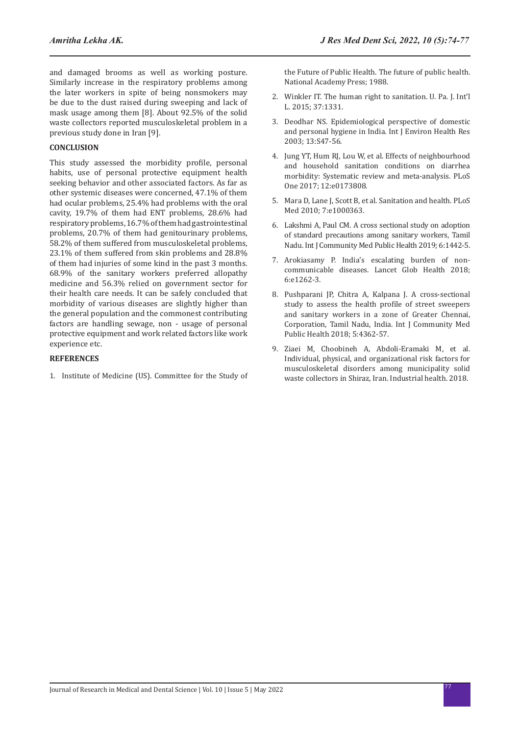and damaged brooms as well as working posture. Similarly increase in the respiratory problems among the later workers in spite of being nonsmokers may be due to the dust raised during sweeping and lack of mask usage among them [8]. About 92.5% of the solid waste collectors reported musculoskeletal problem in a previous study done in Iran [9].

## CONCLUSION

This study assessed the morbidity profile, personal habits, use of personal protective equipment health seeking behavior and other associated factors. As far as other systemic diseases were concerned, 47.1% of them had ocular problems, 25.4% had problems with the oral cavity, 19.7% of them had ENT problems, 28.6% had respiratory problems, 16.7% of them had gastrointestinal problems, 20.7% of them had genitourinary problems, 58.2% of them suffered from musculoskeletal problems, 23.1% of them suffered from skin problems and 28.8% of them had injuries of some kind in the past 3 months. 68.9% of the sanitary workers preferred allopathy medicine and 56.3% relied on government sector for their health care needs. It can be safely concluded that morbidity of various diseases are slightly higher than the general population and the commonest contributing factors are handling sewage, non - usage of personal protective equipment and work related factors like work experience etc.

## REFERENCES

1. Institute of Medicine (US). Committee for the Study of the Future of Public Health. The future of public health. National Academy Press; 1988.
2. Winkler IT. The human right to sanitation. U. Pa. J. Int'l L. 2015; 37:1331.
3. Deodhar NS. Epidemiological perspective of domestic and personal hygiene in India. Int J Environ Health Res 2003; 13:S47-56.
4. Jung YT, Hum RJ, Lou W, et al. Effects of neighbourhood and household sanitation conditions on diarrhea morbidity: Systematic review and meta-analysis. PLoS One 2017; 12:e0173808.
5. Mara D, Lane J, Scott B, et al. Sanitation and health. PLoS Med 2010; 7:e1000363.
6. Lakshmi A, Paul CM. A cross sectional study on adoption of standard precautions among sanitary workers, Tamil Nadu. Int J Community Med Public Health 2019; 6:1442-5.
7. Arokiasamy P. India's escalating burden of non-communicable diseases. Lancet Glob Health 2018; 6:e1262-3.
8. Pushparani JP, Chitra A, Kalpana J. A cross-sectional study to assess the health profile of street sweepers and sanitary workers in a zone of Greater Chennai, Corporation, Tamil Nadu, India. Int J Community Med Public Health 2018; 5:4362-57.
9. Ziaei M, Choobineh A, Abdoli-Eramaki M, et al. Individual, physical, and organizational risk factors for musculoskeletal disorders among municipality solid waste collectors in Shiraz, Iran. Industrial health. 2018.